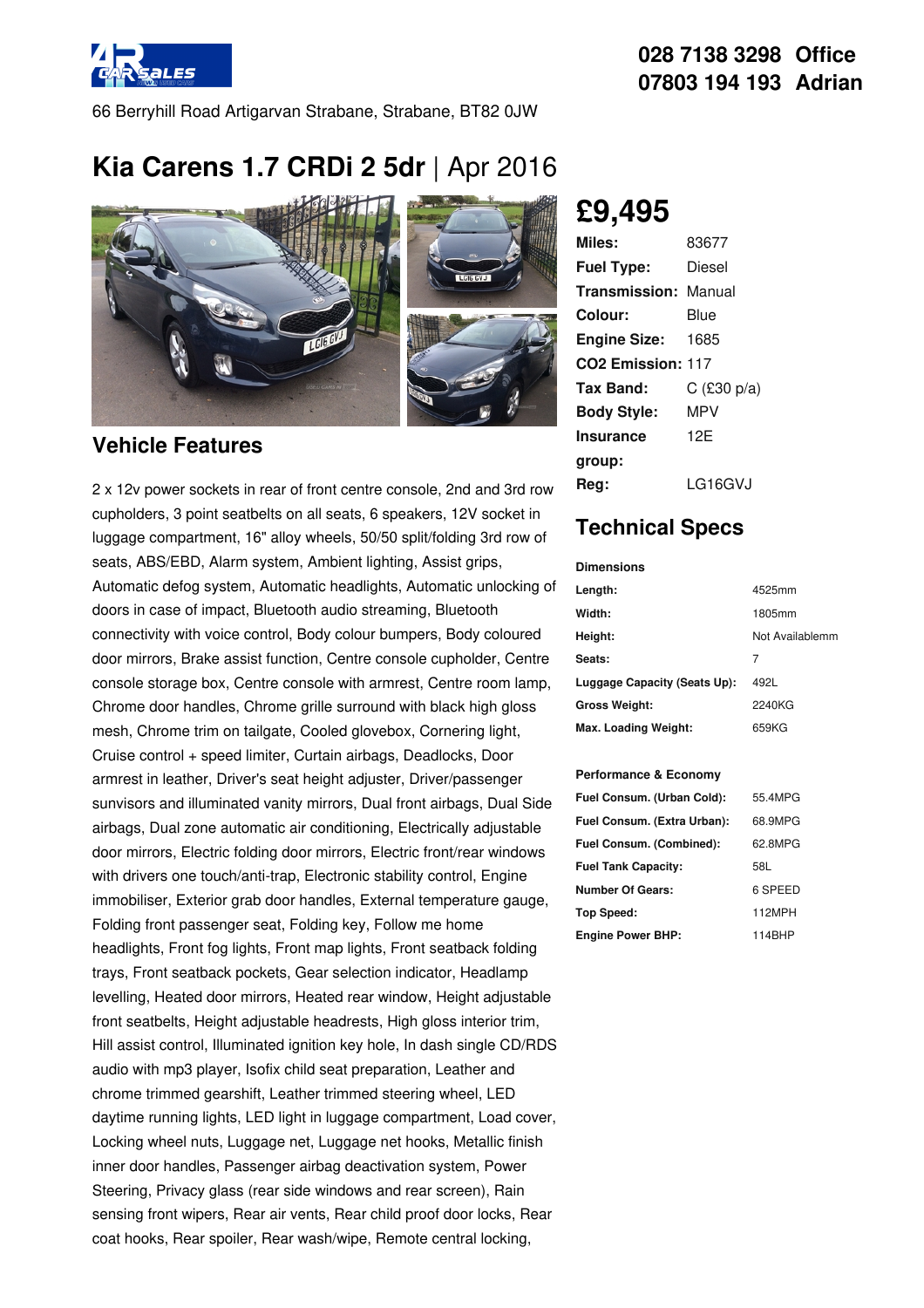028 7138 3298 Office
07803 194 193 Adrian

66 Berryhill Road Artigarvan Strabane, Strabane, BT82 0JW

# Kia Carens 1.7 CRDi 2 5dr | Apr 2016

## £9,495

| | |
|---|---|
| **Miles:** | 83677 |
| **Fuel Type:** | Diesel |
| **Transmission:** | Manual |
| **Colour:** | Blue |
| **Engine Size:** | 1685 |
| **CO2 Emission:** | 117 |
| **Tax Band:** | C (£30 p/a) |
| **Body Style:** | MPV |
| **Insurance group:** | 12E |
| **Reg:** | LG16GVJ |

## Vehicle Features

2 x 12v power sockets in rear of front centre console, 2nd and 3rd row cupholders, 3 point seatbelts on all seats, 6 speakers, 12V socket in luggage compartment, 16" alloy wheels, 50/50 split/folding 3rd row of seats, ABS/EBD, Alarm system, Ambient lighting, Assist grips, Automatic defog system, Automatic headlights, Automatic unlocking of doors in case of impact, Bluetooth audio streaming, Bluetooth connectivity with voice control, Body colour bumpers, Body coloured door mirrors, Brake assist function, Centre console cupholder, Centre console storage box, Centre console with armrest, Centre room lamp, Chrome door handles, Chrome grille surround with black high gloss mesh, Chrome trim on tailgate, Cooled glovebox, Cornering light, Cruise control + speed limiter, Curtain airbags, Deadlocks, Door armrest in leather, Driver's seat height adjuster, Driver/passenger sunvisors and illuminated vanity mirrors, Dual front airbags, Dual Side airbags, Dual zone automatic air conditioning, Electrically adjustable door mirrors, Electric folding door mirrors, Electric front/rear windows with drivers one touch/anti-trap, Electronic stability control, Engine immobiliser, Exterior grab door handles, External temperature gauge, Folding front passenger seat, Folding key, Follow me home headlights, Front fog lights, Front map lights, Front seatback folding trays, Front seatback pockets, Gear selection indicator, Headlamp levelling, Heated door mirrors, Heated rear window, Height adjustable front seatbelts, Height adjustable headrests, High gloss interior trim, Hill assist control, Illuminated ignition key hole, In dash single CD/RDS audio with mp3 player, Isofix child seat preparation, Leather and chrome trimmed gearshift, Leather trimmed steering wheel, LED daytime running lights, LED light in luggage compartment, Load cover, Locking wheel nuts, Luggage net, Luggage net hooks, Metallic finish inner door handles, Passenger airbag deactivation system, Power Steering, Privacy glass (rear side windows and rear screen), Rain sensing front wipers, Rear air vents, Rear child proof door locks, Rear coat hooks, Rear spoiler, Rear wash/wipe, Remote central locking,

## Technical Specs

### Dimensions

| | |
|---|---|
| **Length:** | 4525mm |
| **Width:** | 1805mm |
| **Height:** | Not Availablemm |
| **Seats:** | 7 |
| **Luggage Capacity (Seats Up):** | 492L |
| **Gross Weight:** | 2240KG |
| **Max. Loading Weight:** | 659KG |

### Performance & Economy

| | |
|---|---|
| **Fuel Consum. (Urban Cold):** | 55.4MPG |
| **Fuel Consum. (Extra Urban):** | 68.9MPG |
| **Fuel Consum. (Combined):** | 62.8MPG |
| **Fuel Tank Capacity:** | 58L |
| **Number Of Gears:** | 6 SPEED |
| **Top Speed:** | 112MPH |
| **Engine Power BHP:** | 114BHP |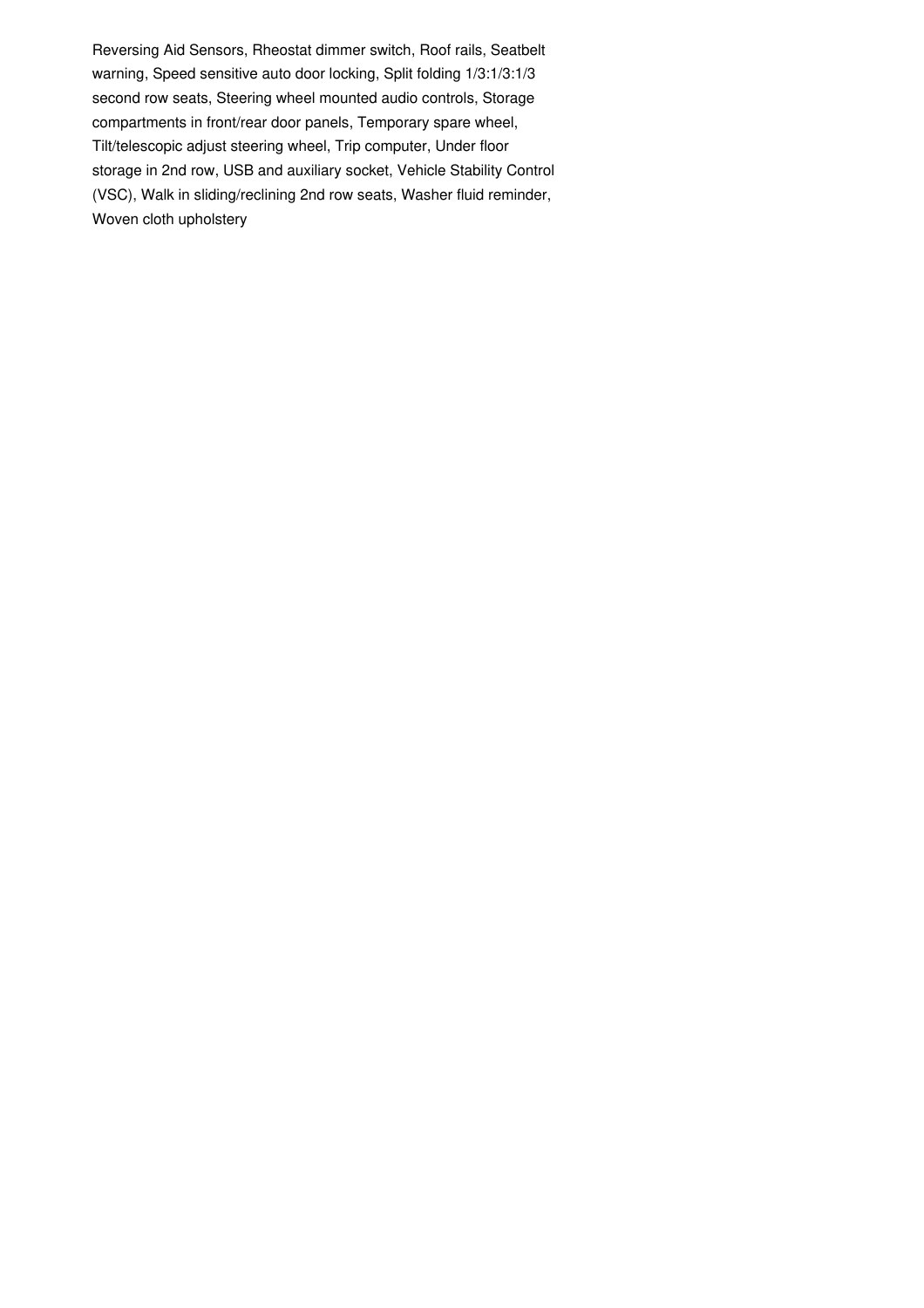Reversing Aid Sensors, Rheostat dimmer switch, Roof rails, Seatbelt warning, Speed sensitive auto door locking, Split folding 1/3:1/3:1/3 second row seats, Steering wheel mounted audio controls, Storage compartments in front/rear door panels, Temporary spare wheel, Tilt/telescopic adjust steering wheel, Trip computer, Under floor storage in 2nd row, USB and auxiliary socket, Vehicle Stability Control (VSC), Walk in sliding/reclining 2nd row seats, Washer fluid reminder, Woven cloth upholstery